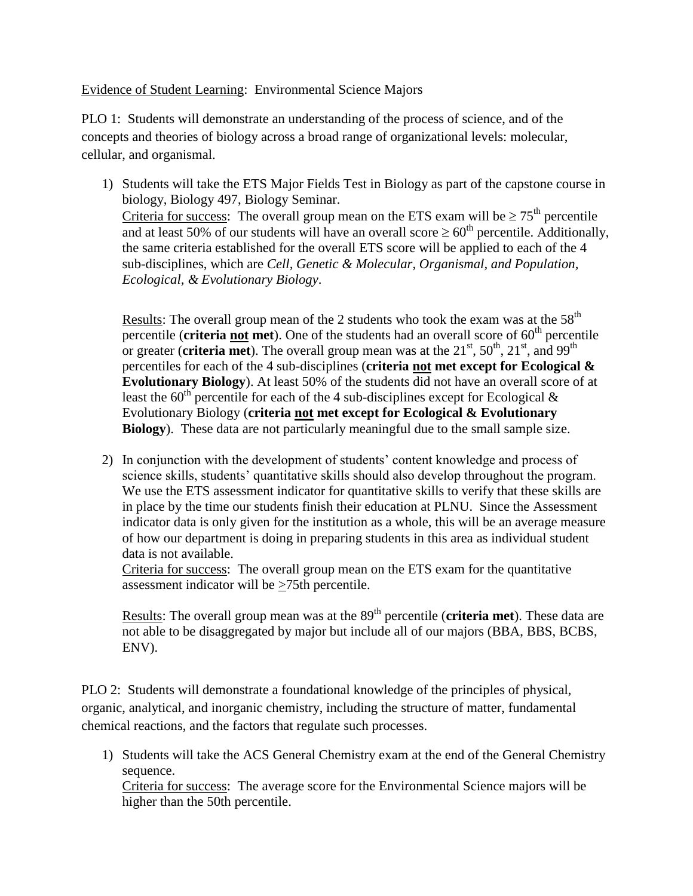<u>Evidence of Student Learning</u>: Environmental Science Majors

PLO 1: Students will demonstrate an understanding of the process of science, and of the concepts and theories of biology across a broad range of organizational levels: molecular, cellular, and organismal.

1) Students will take the ETS Major Fields Test in Biology as part of the capstone course in biology, Biology 497, Biology Seminar.
   <u>Criteria for success</u>: The overall group mean on the ETS exam will be ≥ 75th percentile and at least 50% of our students will have an overall score ≥ 60th percentile. Additionally, the same criteria established for the overall ETS score will be applied to each of the 4 sub-disciplines, which are *Cell, Genetic & Molecular, Organismal, and Population, Ecological, & Evolutionary Biology*.

   <u>Results</u>: The overall group mean of the 2 students who took the exam was at the 58th percentile (**criteria <u>not</u> met**). One of the students had an overall score of 60th percentile or greater (**criteria met**). The overall group mean was at the 21st, 50th, 21st, and 99th percentiles for each of the 4 sub-disciplines (**criteria <u>not</u> met except for Ecological & Evolutionary Biology**). At least 50% of the students did not have an overall score of at least the 60th percentile for each of the 4 sub-disciplines except for Ecological & Evolutionary Biology (**criteria <u>not</u> met except for Ecological & Evolutionary Biology**). These data are not particularly meaningful due to the small sample size.

2) In conjunction with the development of students' content knowledge and process of science skills, students' quantitative skills should also develop throughout the program. We use the ETS assessment indicator for quantitative skills to verify that these skills are in place by the time our students finish their education at PLNU. Since the Assessment indicator data is only given for the institution as a whole, this will be an average measure of how our department is doing in preparing students in this area as individual student data is not available.
   <u>Criteria for success</u>: The overall group mean on the ETS exam for the quantitative assessment indicator will be ≥75th percentile.

   <u>Results</u>: The overall group mean was at the 89th percentile (**criteria met**). These data are not able to be disaggregated by major but include all of our majors (BBA, BBS, BCBS, ENV).

PLO 2: Students will demonstrate a foundational knowledge of the principles of physical, organic, analytical, and inorganic chemistry, including the structure of matter, fundamental chemical reactions, and the factors that regulate such processes.

1) Students will take the ACS General Chemistry exam at the end of the General Chemistry sequence.
   <u>Criteria for success</u>: The average score for the Environmental Science majors will be higher than the 50th percentile.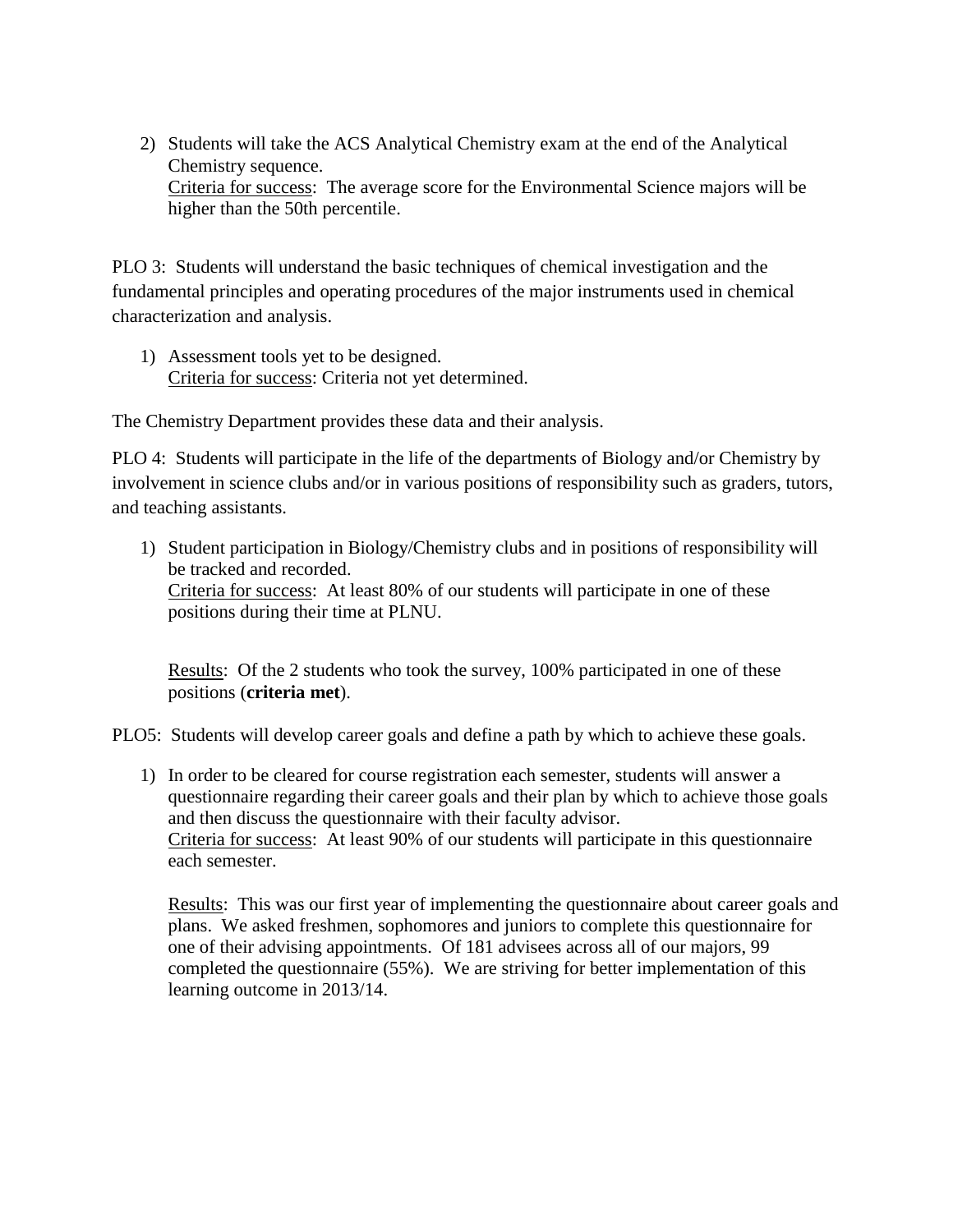2) Students will take the ACS Analytical Chemistry exam at the end of the Analytical Chemistry sequence.
   Criteria for success: The average score for the Environmental Science majors will be higher than the 50th percentile.

PLO 3: Students will understand the basic techniques of chemical investigation and the fundamental principles and operating procedures of the major instruments used in chemical characterization and analysis.

1) Assessment tools yet to be designed.
   Criteria for success: Criteria not yet determined.

The Chemistry Department provides these data and their analysis.

PLO 4: Students will participate in the life of the departments of Biology and/or Chemistry by involvement in science clubs and/or in various positions of responsibility such as graders, tutors, and teaching assistants.

1) Student participation in Biology/Chemistry clubs and in positions of responsibility will be tracked and recorded.
   Criteria for success: At least 80% of our students will participate in one of these positions during their time at PLNU.

   Results: Of the 2 students who took the survey, 100% participated in one of these positions (**criteria met**).

PLO5: Students will develop career goals and define a path by which to achieve these goals.

1) In order to be cleared for course registration each semester, students will answer a questionnaire regarding their career goals and their plan by which to achieve those goals and then discuss the questionnaire with their faculty advisor.
   Criteria for success: At least 90% of our students will participate in this questionnaire each semester.

   Results: This was our first year of implementing the questionnaire about career goals and plans. We asked freshmen, sophomores and juniors to complete this questionnaire for one of their advising appointments. Of 181 advisees across all of our majors, 99 completed the questionnaire (55%). We are striving for better implementation of this learning outcome in 2013/14.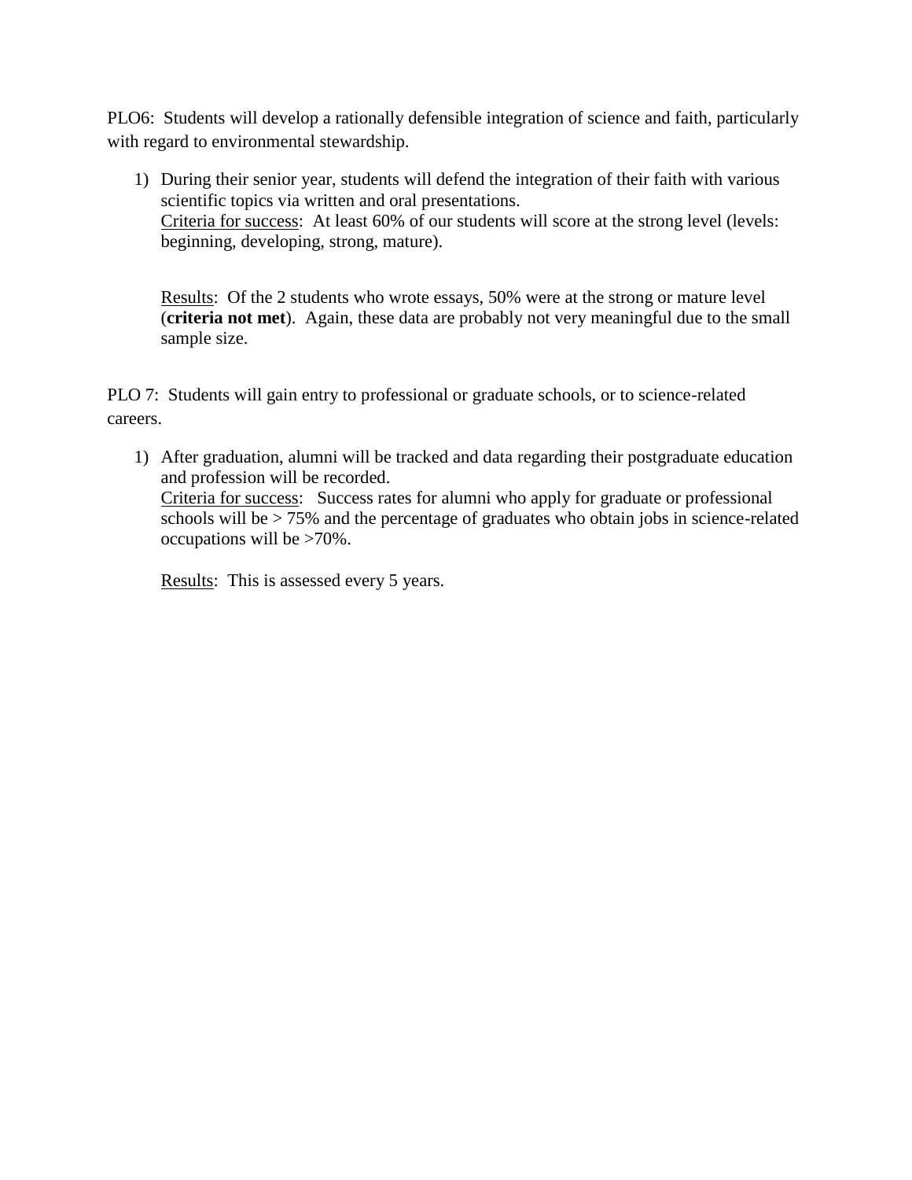PLO6: Students will develop a rationally defensible integration of science and faith, particularly with regard to environmental stewardship.

1) During their senior year, students will defend the integration of their faith with various scientific topics via written and oral presentations.
   Criteria for success: At least 60% of our students will score at the strong level (levels: beginning, developing, strong, mature).

   Results: Of the 2 students who wrote essays, 50% were at the strong or mature level (**criteria not met**). Again, these data are probably not very meaningful due to the small sample size.

PLO 7: Students will gain entry to professional or graduate schools, or to science-related careers.

1) After graduation, alumni will be tracked and data regarding their postgraduate education and profession will be recorded.
   Criteria for success: Success rates for alumni who apply for graduate or professional schools will be > 75% and the percentage of graduates who obtain jobs in science-related occupations will be >70%.

   Results: This is assessed every 5 years.